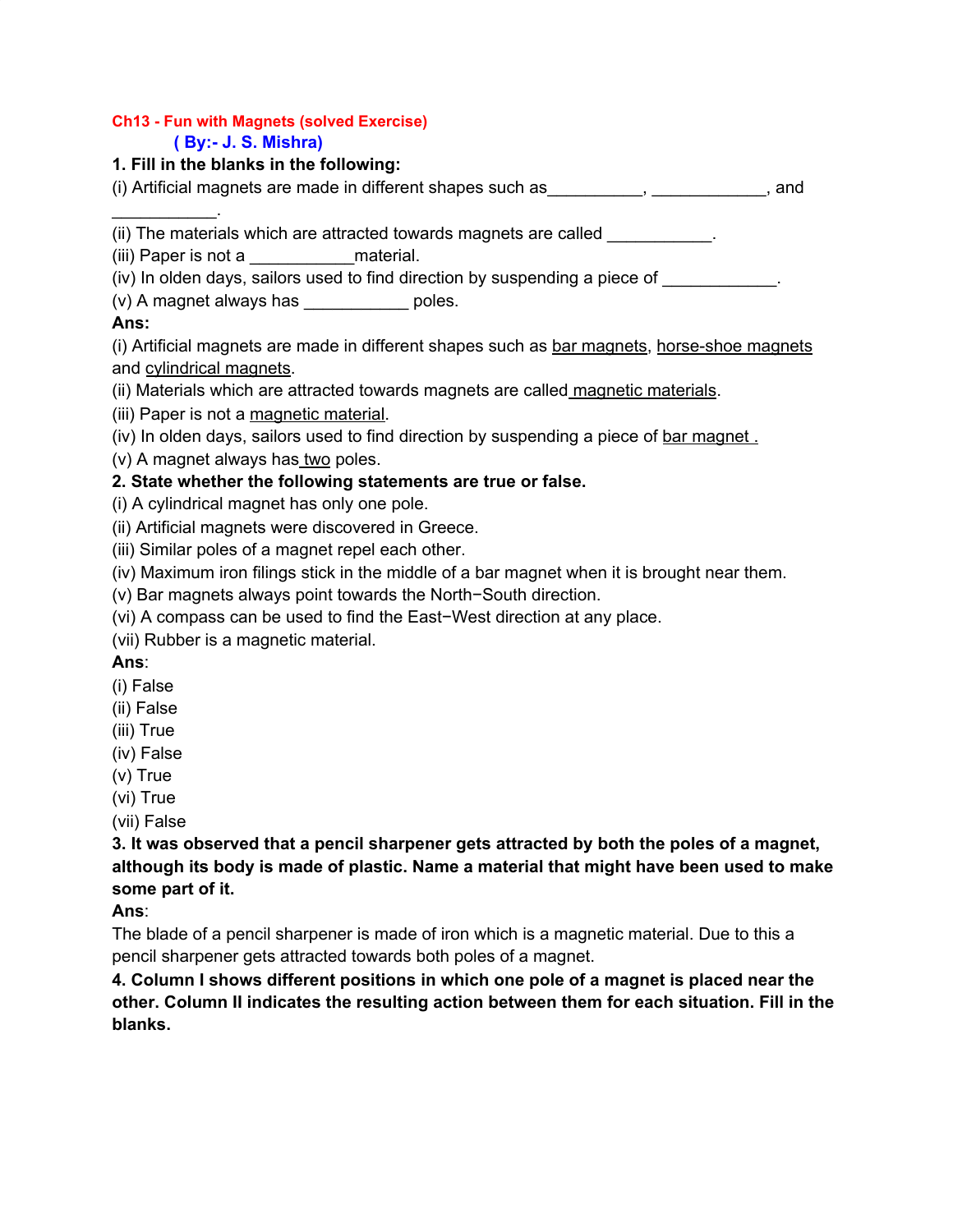**Ch13 - Fun with Magnets (solved Exercise)**

**( By:- J. S. Mishra)**

**1. Fill in the blanks in the following:**

(i) Artificial magnets are made in different shapes such as__________, ____________, and ___________.

(ii) The materials which are attracted towards magnets are called ___________.

(iii) Paper is not a ___________material.

(iv) In olden days, sailors used to find direction by suspending a piece of ____________.

(v) A magnet always has ___________ poles.

**Ans:**

(i) Artificial magnets are made in different shapes such as <u>bar magnets</u>, <u>horse-shoe magnets</u> and <u>cylindrical magnets</u>.

(ii) Materials which are attracted towards magnets are called <u>magnetic materials</u>.

(iii) Paper is not a <u>magnetic material</u>.

(iv) In olden days, sailors used to find direction by suspending a piece of <u>bar magnet .</u>

(v) A magnet always has <u>two</u> poles.

**2. State whether the following statements are true or false.**

(i) A cylindrical magnet has only one pole.

(ii) Artificial magnets were discovered in Greece.

(iii) Similar poles of a magnet repel each other.

(iv) Maximum iron filings stick in the middle of a bar magnet when it is brought near them.

(v) Bar magnets always point towards the North−South direction.

(vi) A compass can be used to find the East−West direction at any place.

(vii) Rubber is a magnetic material.

**Ans**:

(i) False

(ii) False

(iii) True

(iv) False

(v) True

(vi) True

(vii) False

**3. It was observed that a pencil sharpener gets attracted by both the poles of a magnet, although its body is made of plastic. Name a material that might have been used to make some part of it.**

**Ans**:

The blade of a pencil sharpener is made of iron which is a magnetic material. Due to this a pencil sharpener gets attracted towards both poles of a magnet.

**4. Column I shows different positions in which one pole of a magnet is placed near the other. Column II indicates the resulting action between them for each situation. Fill in the blanks.**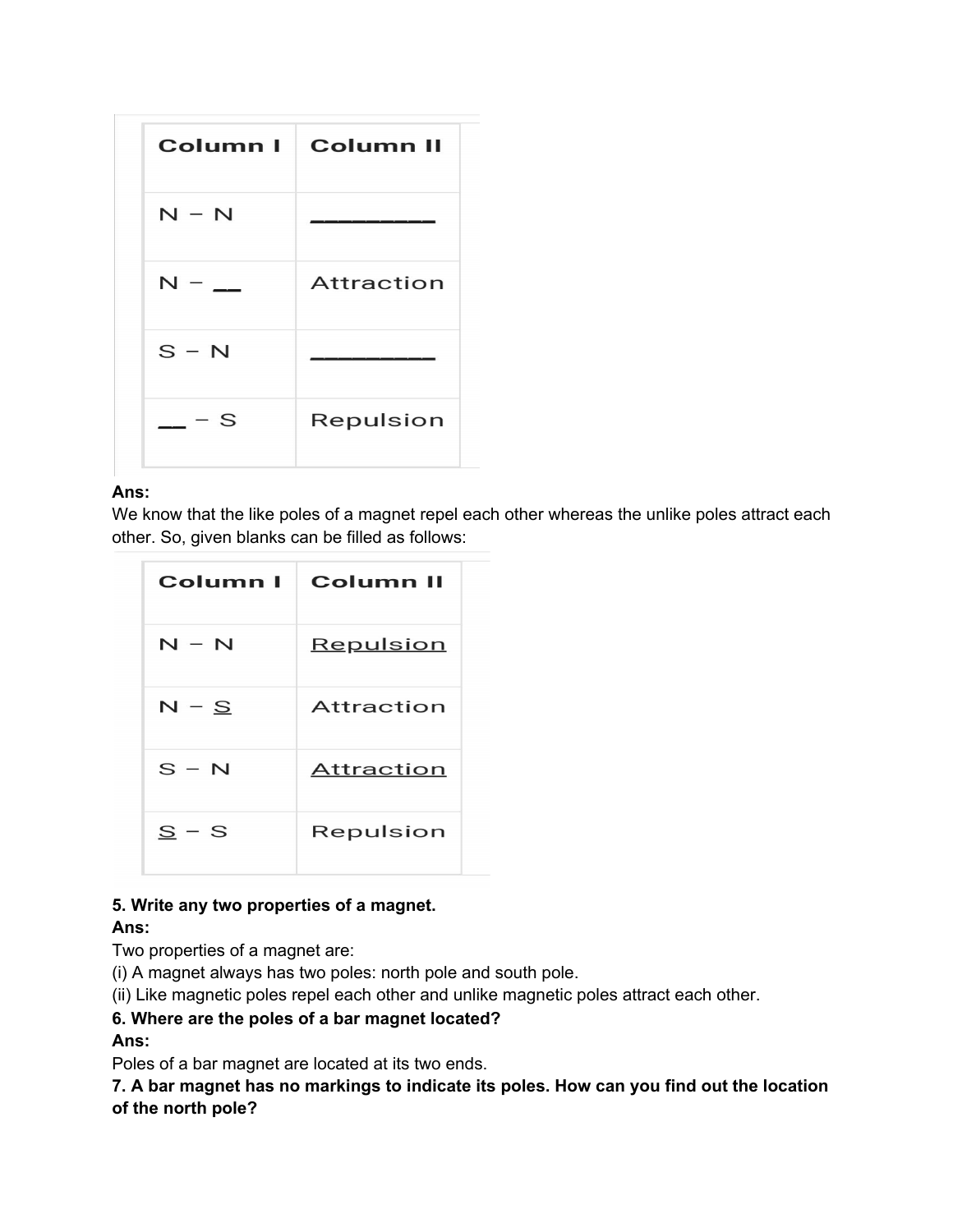| Column I | Column II |
| --- | --- |
| N – N | ________ |
| N – __ | Attraction |
| S – N | ________ |
| __ – S | Repulsion |

**Ans:**

We know that the like poles of a magnet repel each other whereas the unlike poles attract each other. So, given blanks can be filled as follows:

| Column I | Column II |
| --- | --- |
| N – N | <u>Repulsion</u> |
| N – <u>S</u> | Attraction |
| S – N | <u>Attraction</u> |
| <u>S</u> – S | Repulsion |

**5. Write any two properties of a magnet.**

**Ans:**

Two properties of a magnet are:

(i) A magnet always has two poles: north pole and south pole.

(ii) Like magnetic poles repel each other and unlike magnetic poles attract each other.

**6. Where are the poles of a bar magnet located?**

**Ans:**

Poles of a bar magnet are located at its two ends.

**7. A bar magnet has no markings to indicate its poles. How can you find out the location of the north pole?**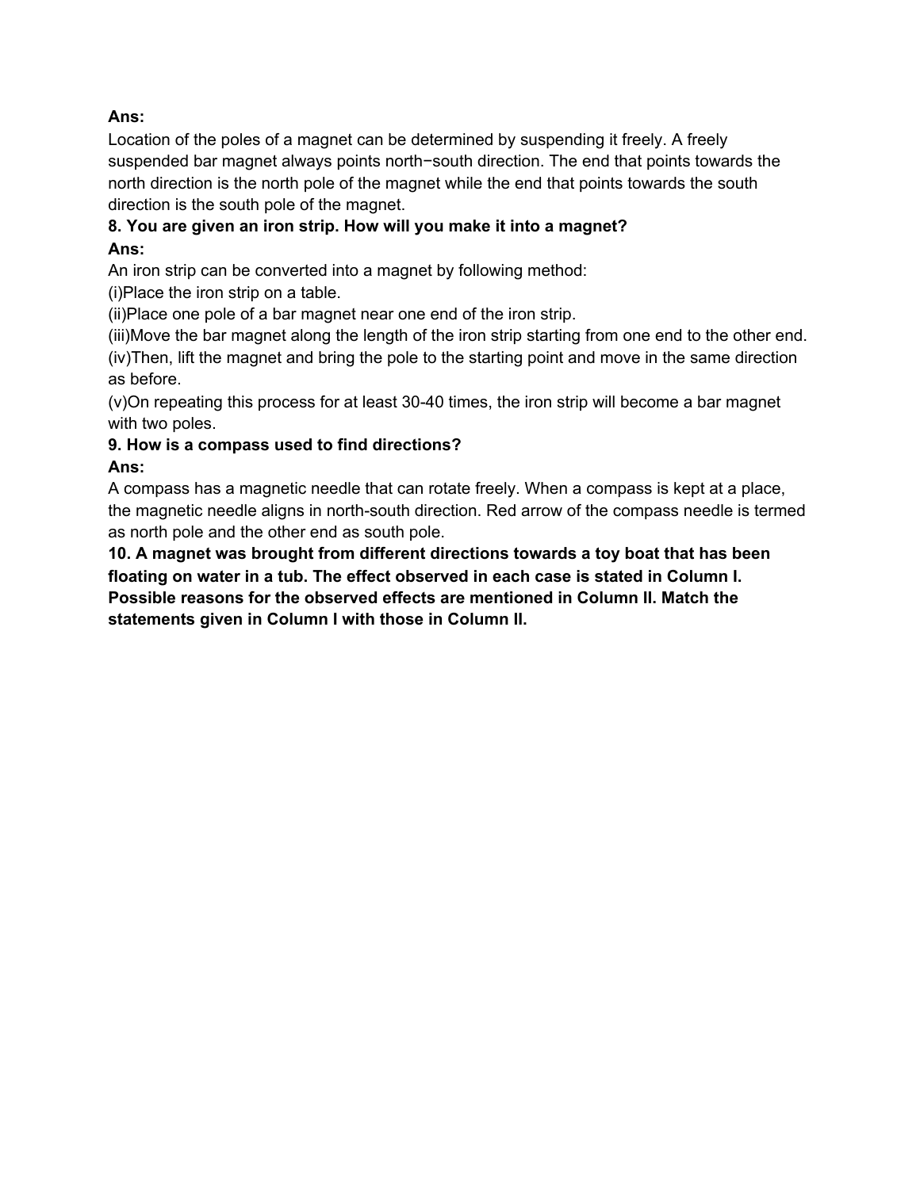**Ans:**

Location of the poles of a magnet can be determined by suspending it freely. A freely suspended bar magnet always points north−south direction. The end that points towards the north direction is the north pole of the magnet while the end that points towards the south direction is the south pole of the magnet.

**8. You are given an iron strip. How will you make it into a magnet?**

**Ans:**

An iron strip can be converted into a magnet by following method:

(i)Place the iron strip on a table.

(ii)Place one pole of a bar magnet near one end of the iron strip.

(iii)Move the bar magnet along the length of the iron strip starting from one end to the other end.

(iv)Then, lift the magnet and bring the pole to the starting point and move in the same direction as before.

(v)On repeating this process for at least 30-40 times, the iron strip will become a bar magnet with two poles.

**9. How is a compass used to find directions?**

**Ans:**

A compass has a magnetic needle that can rotate freely. When a compass is kept at a place, the magnetic needle aligns in north-south direction. Red arrow of the compass needle is termed as north pole and the other end as south pole.

**10. A magnet was brought from different directions towards a toy boat that has been floating on water in a tub. The effect observed in each case is stated in Column I. Possible reasons for the observed effects are mentioned in Column II. Match the statements given in Column I with those in Column II.**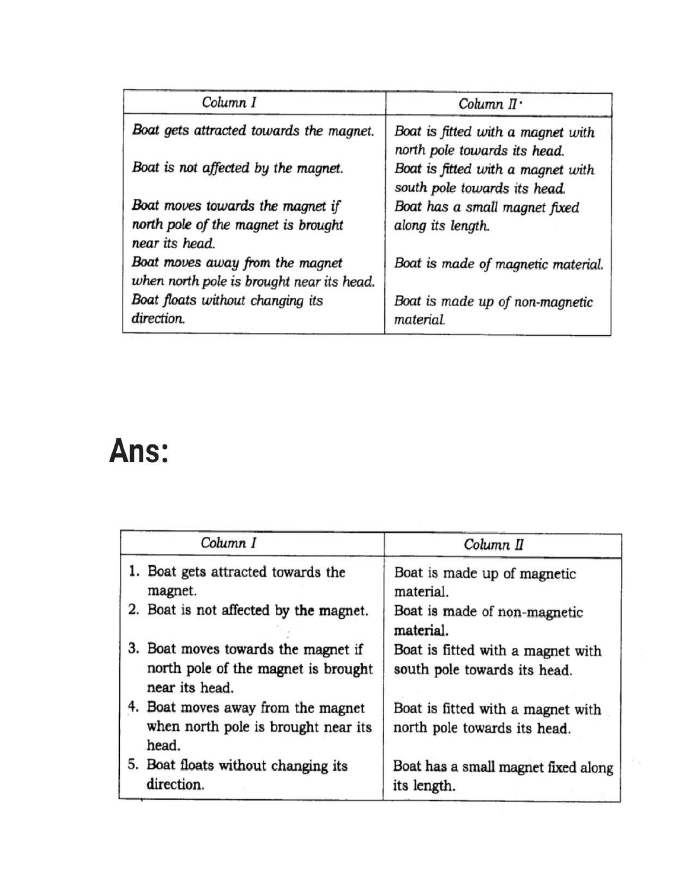| *Column I* | *Column II* |
|---|---|
| *Boat gets attracted towards the magnet.* | *Boat is fitted with a magnet with north pole towards its head.* |
| *Boat is not affected by the magnet.* | *Boat is fitted with a magnet with south pole towards its head.* |
| *Boat moves towards the magnet if north pole of the magnet is brought near its head.* | *Boat has a small magnet fixed along its length.* |
| *Boat moves away from the magnet when north pole is brought near its head.* | *Boat is made of magnetic material.* |
| *Boat floats without changing its direction.* | *Boat is made up of non-magnetic material.* |

# Ans:

| *Column I* | *Column II* |
|---|---|
| 1. Boat gets attracted towards the magnet. | Boat is made up of magnetic material. |
| 2. Boat is not affected by the magnet. | Boat is made of non-magnetic material. |
| 3. Boat moves towards the magnet if north pole of the magnet is brought near its head. | Boat is fitted with a magnet with south pole towards its head. |
| 4. Boat moves away from the magnet when north pole is brought near its head. | Boat is fitted with a magnet with north pole towards its head. |
| 5. Boat floats without changing its direction. | Boat has a small magnet fixed along its length. |